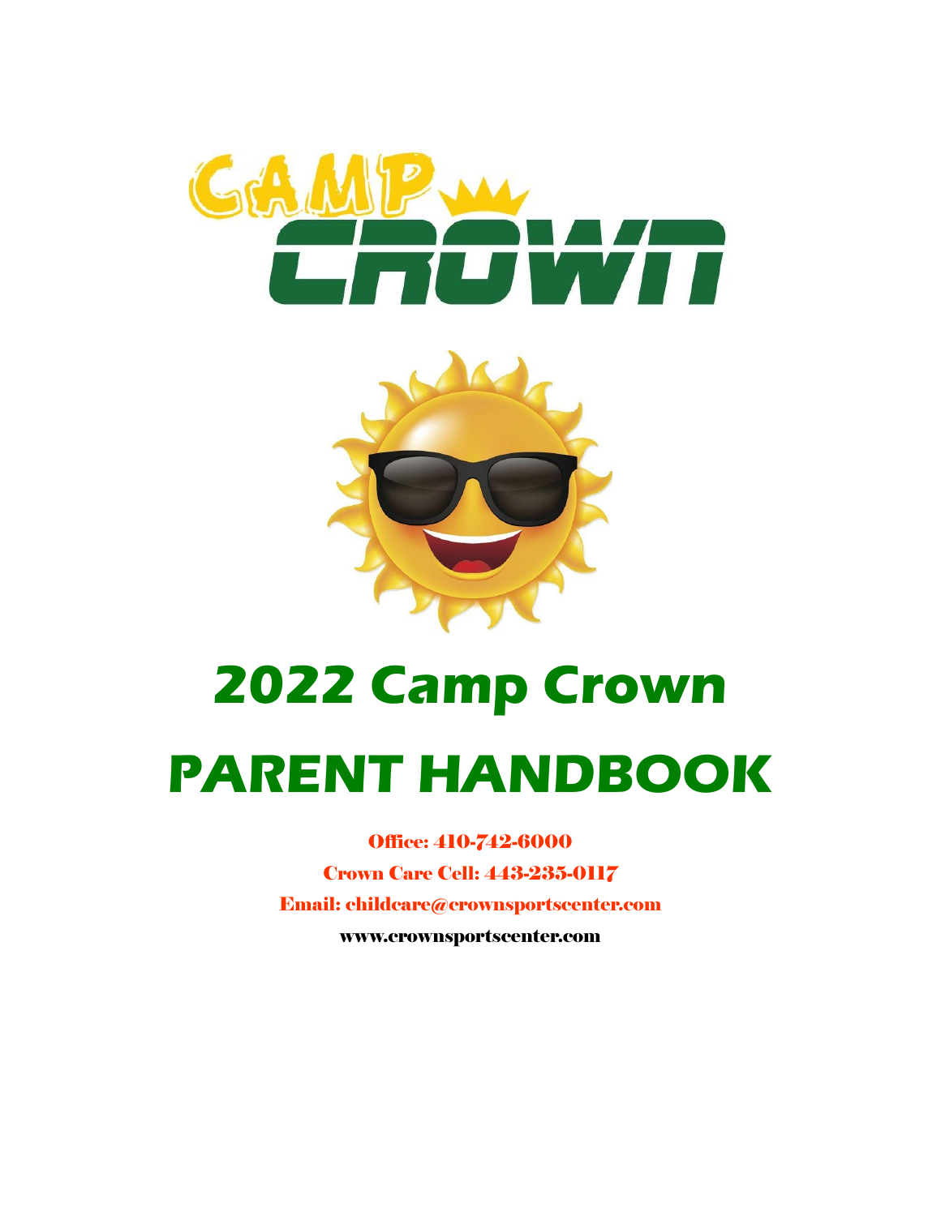# 2022 Camp Crown

# PARENT HANDBOOK

**Office: 410-742-6000**

**Crown Care Cell: 443-235-0117**

**Email: childcare@crownsportscenter.com**

**www.crownsportscenter.com**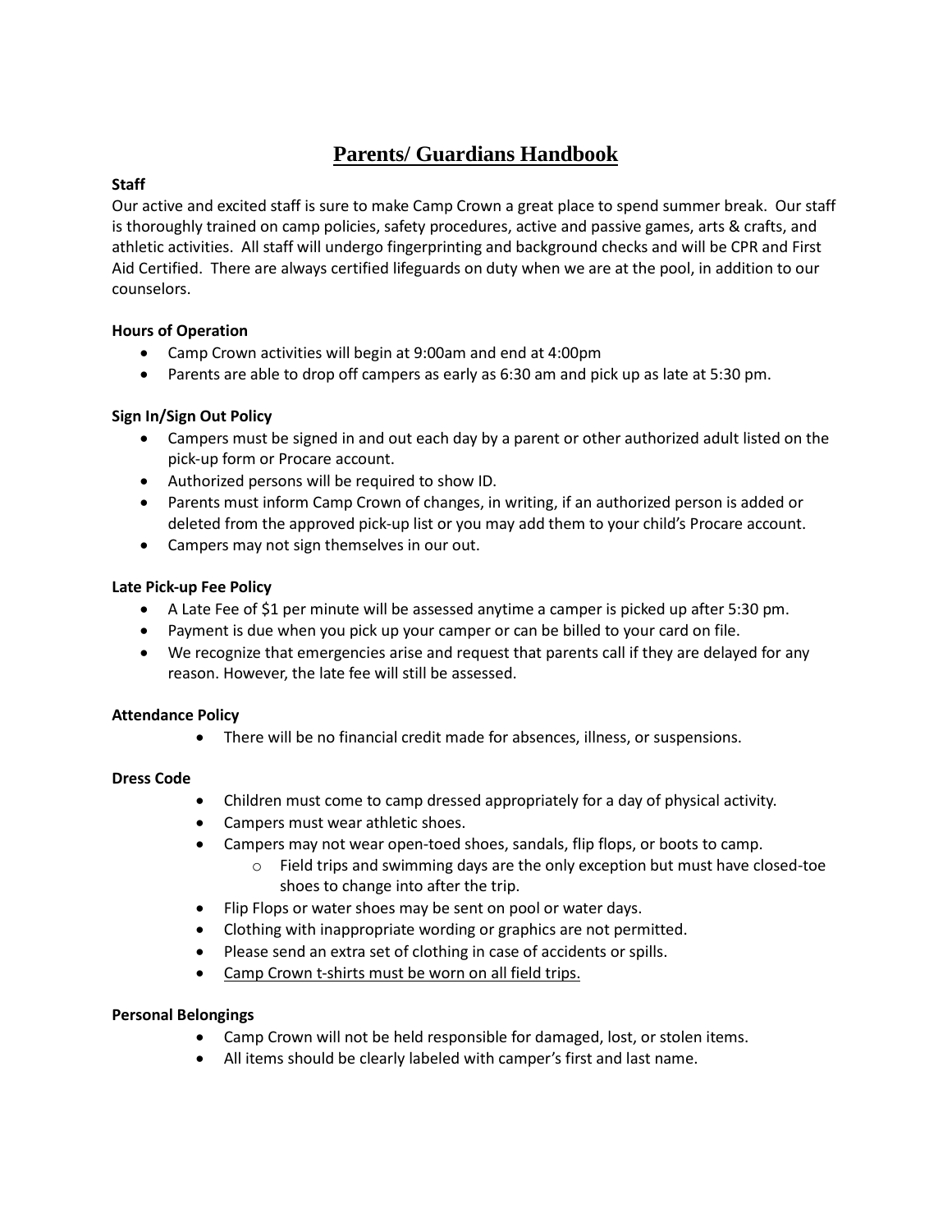# <u>Parents/ Guardians Handbook</u>

**Staff**

Our active and excited staff is sure to make Camp Crown a great place to spend summer break. Our staff is thoroughly trained on camp policies, safety procedures, active and passive games, arts & crafts, and athletic activities. All staff will undergo fingerprinting and background checks and will be CPR and First Aid Certified. There are always certified lifeguards on duty when we are at the pool, in addition to our counselors.

**Hours of Operation**

- Camp Crown activities will begin at 9:00am and end at 4:00pm
- Parents are able to drop off campers as early as 6:30 am and pick up as late at 5:30 pm.

**Sign In/Sign Out Policy**

- Campers must be signed in and out each day by a parent or other authorized adult listed on the pick-up form or Procare account.
- Authorized persons will be required to show ID.
- Parents must inform Camp Crown of changes, in writing, if an authorized person is added or deleted from the approved pick-up list or you may add them to your child's Procare account.
- Campers may not sign themselves in our out.

**Late Pick-up Fee Policy**

- A Late Fee of $1 per minute will be assessed anytime a camper is picked up after 5:30 pm.
- Payment is due when you pick up your camper or can be billed to your card on file.
- We recognize that emergencies arise and request that parents call if they are delayed for any reason. However, the late fee will still be assessed.

**Attendance Policy**

- There will be no financial credit made for absences, illness, or suspensions.

**Dress Code**

- Children must come to camp dressed appropriately for a day of physical activity.
- Campers must wear athletic shoes.
- Campers may not wear open-toed shoes, sandals, flip flops, or boots to camp.
  - Field trips and swimming days are the only exception but must have closed-toe shoes to change into after the trip.
- Flip Flops or water shoes may be sent on pool or water days.
- Clothing with inappropriate wording or graphics are not permitted.
- Please send an extra set of clothing in case of accidents or spills.
- <u>Camp Crown t-shirts must be worn on all field trips.</u>

**Personal Belongings**

- Camp Crown will not be held responsible for damaged, lost, or stolen items.
- All items should be clearly labeled with camper's first and last name.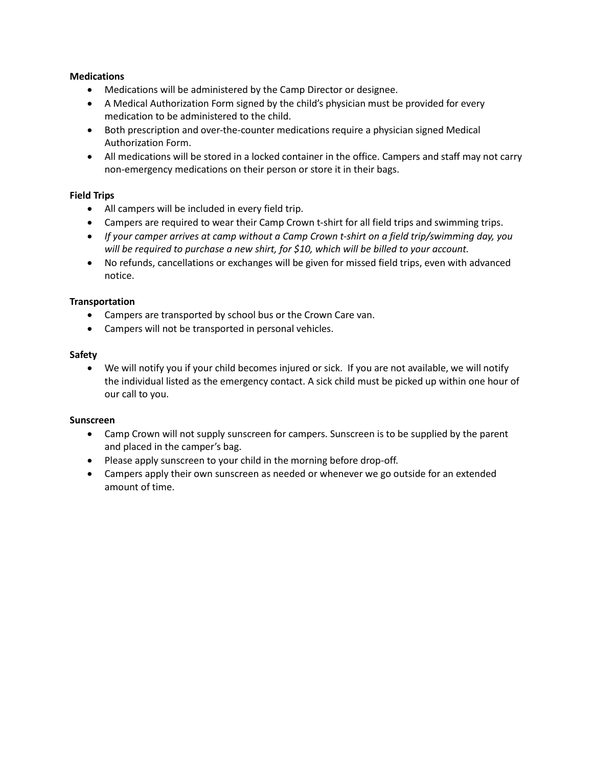**Medications**

- Medications will be administered by the Camp Director or designee.
- A Medical Authorization Form signed by the child's physician must be provided for every medication to be administered to the child.
- Both prescription and over-the-counter medications require a physician signed Medical Authorization Form.
- All medications will be stored in a locked container in the office. Campers and staff may not carry non-emergency medications on their person or store it in their bags.

**Field Trips**

- All campers will be included in every field trip.
- Campers are required to wear their Camp Crown t-shirt for all field trips and swimming trips.
- *If your camper arrives at camp without a Camp Crown t-shirt on a field trip/swimming day, you will be required to purchase a new shirt, for $10, which will be billed to your account.*
- No refunds, cancellations or exchanges will be given for missed field trips, even with advanced notice.

**Transportation**

- Campers are transported by school bus or the Crown Care van.
- Campers will not be transported in personal vehicles.

**Safety**

- We will notify you if your child becomes injured or sick. If you are not available, we will notify the individual listed as the emergency contact. A sick child must be picked up within one hour of our call to you.

**Sunscreen**

- Camp Crown will not supply sunscreen for campers. Sunscreen is to be supplied by the parent and placed in the camper's bag.
- Please apply sunscreen to your child in the morning before drop-off.
- Campers apply their own sunscreen as needed or whenever we go outside for an extended amount of time.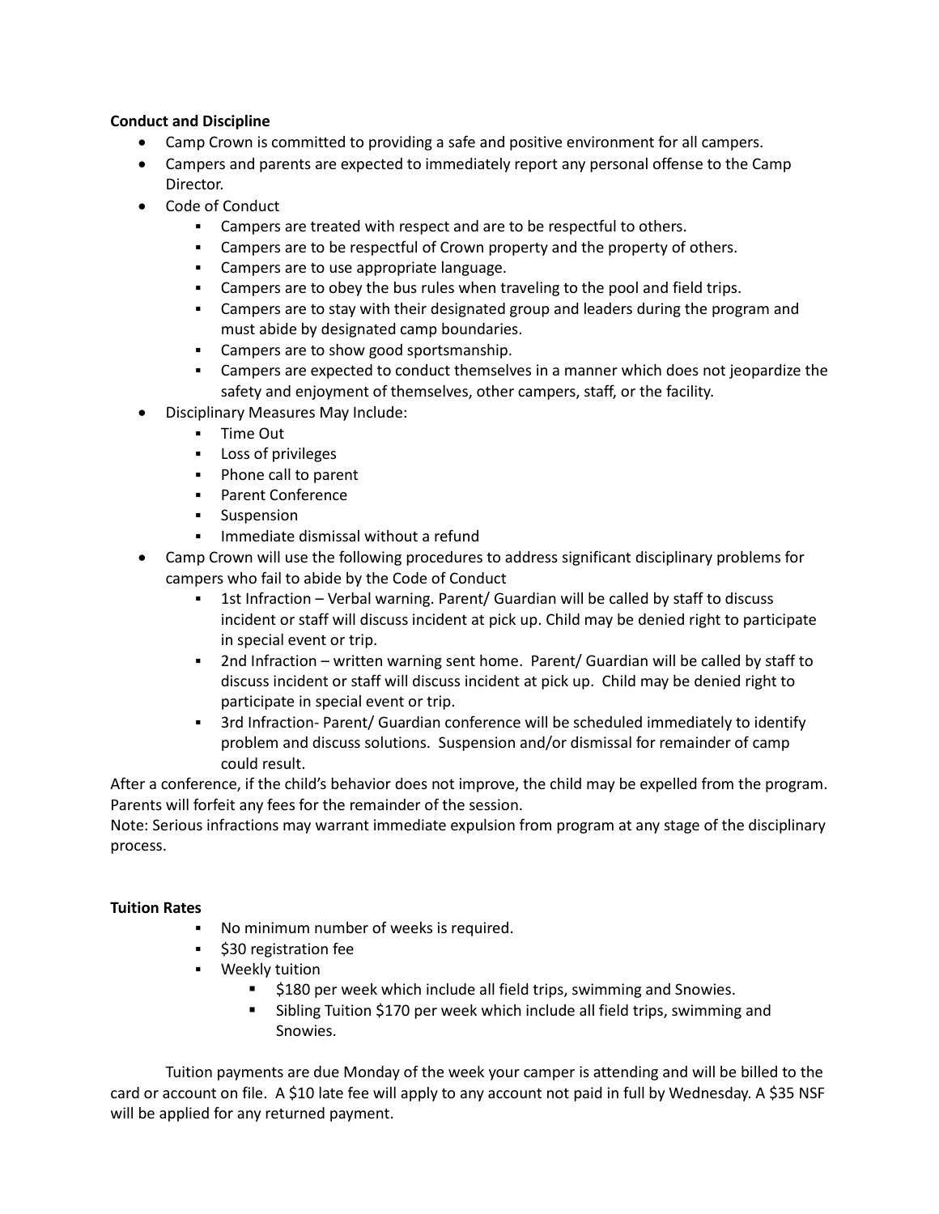**Conduct and Discipline**

- Camp Crown is committed to providing a safe and positive environment for all campers.
- Campers and parents are expected to immediately report any personal offense to the Camp Director.
- Code of Conduct
  - Campers are treated with respect and are to be respectful to others.
  - Campers are to be respectful of Crown property and the property of others.
  - Campers are to use appropriate language.
  - Campers are to obey the bus rules when traveling to the pool and field trips.
  - Campers are to stay with their designated group and leaders during the program and must abide by designated camp boundaries.
  - Campers are to show good sportsmanship.
  - Campers are expected to conduct themselves in a manner which does not jeopardize the safety and enjoyment of themselves, other campers, staff, or the facility.
- Disciplinary Measures May Include:
  - Time Out
  - Loss of privileges
  - Phone call to parent
  - Parent Conference
  - Suspension
  - Immediate dismissal without a refund
- Camp Crown will use the following procedures to address significant disciplinary problems for campers who fail to abide by the Code of Conduct
  - 1st Infraction – Verbal warning. Parent/ Guardian will be called by staff to discuss incident or staff will discuss incident at pick up. Child may be denied right to participate in special event or trip.
  - 2nd Infraction – written warning sent home. Parent/ Guardian will be called by staff to discuss incident or staff will discuss incident at pick up. Child may be denied right to participate in special event or trip.
  - 3rd Infraction- Parent/ Guardian conference will be scheduled immediately to identify problem and discuss solutions. Suspension and/or dismissal for remainder of camp could result.

After a conference, if the child's behavior does not improve, the child may be expelled from the program. Parents will forfeit any fees for the remainder of the session.

Note: Serious infractions may warrant immediate expulsion from program at any stage of the disciplinary process.

**Tuition Rates**

- No minimum number of weeks is required.
- $30 registration fee
- Weekly tuition
  - $180 per week which include all field trips, swimming and Snowies.
  - Sibling Tuition $170 per week which include all field trips, swimming and Snowies.

Tuition payments are due Monday of the week your camper is attending and will be billed to the card or account on file. A $10 late fee will apply to any account not paid in full by Wednesday. A $35 NSF will be applied for any returned payment.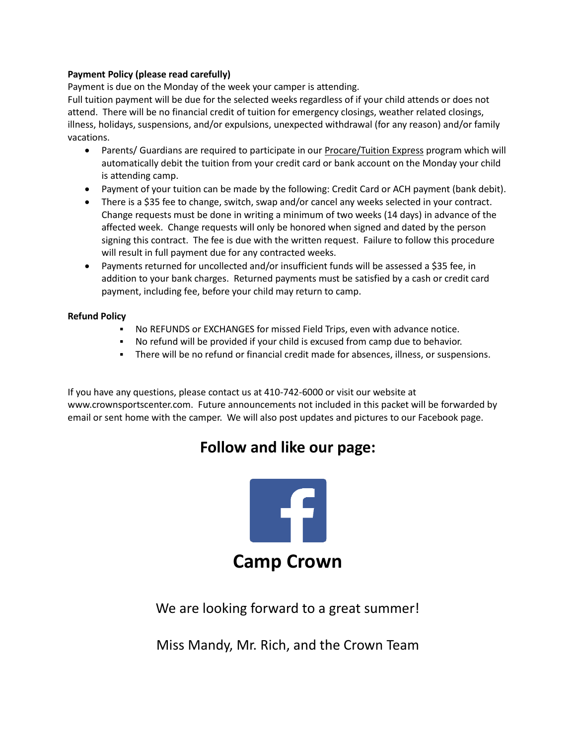**Payment Policy (please read carefully)**

Payment is due on the Monday of the week your camper is attending.

Full tuition payment will be due for the selected weeks regardless of if your child attends or does not attend. There will be no financial credit of tuition for emergency closings, weather related closings, illness, holidays, suspensions, and/or expulsions, unexpected withdrawal (for any reason) and/or family vacations.

- Parents/ Guardians are required to participate in our Procare/Tuition Express program which will automatically debit the tuition from your credit card or bank account on the Monday your child is attending camp.
- Payment of your tuition can be made by the following: Credit Card or ACH payment (bank debit).
- There is a $35 fee to change, switch, swap and/or cancel any weeks selected in your contract. Change requests must be done in writing a minimum of two weeks (14 days) in advance of the affected week. Change requests will only be honored when signed and dated by the person signing this contract. The fee is due with the written request. Failure to follow this procedure will result in full payment due for any contracted weeks.
- Payments returned for uncollected and/or insufficient funds will be assessed a $35 fee, in addition to your bank charges. Returned payments must be satisfied by a cash or credit card payment, including fee, before your child may return to camp.

**Refund Policy**

- No REFUNDS or EXCHANGES for missed Field Trips, even with advance notice.
- No refund will be provided if your child is excused from camp due to behavior.
- There will be no refund or financial credit made for absences, illness, or suspensions.

If you have any questions, please contact us at 410-742-6000 or visit our website at www.crownsportscenter.com. Future announcements not included in this packet will be forwarded by email or sent home with the camper. We will also post updates and pictures to our Facebook page.

## Follow and like our page:

## Camp Crown

We are looking forward to a great summer!

Miss Mandy, Mr. Rich, and the Crown Team